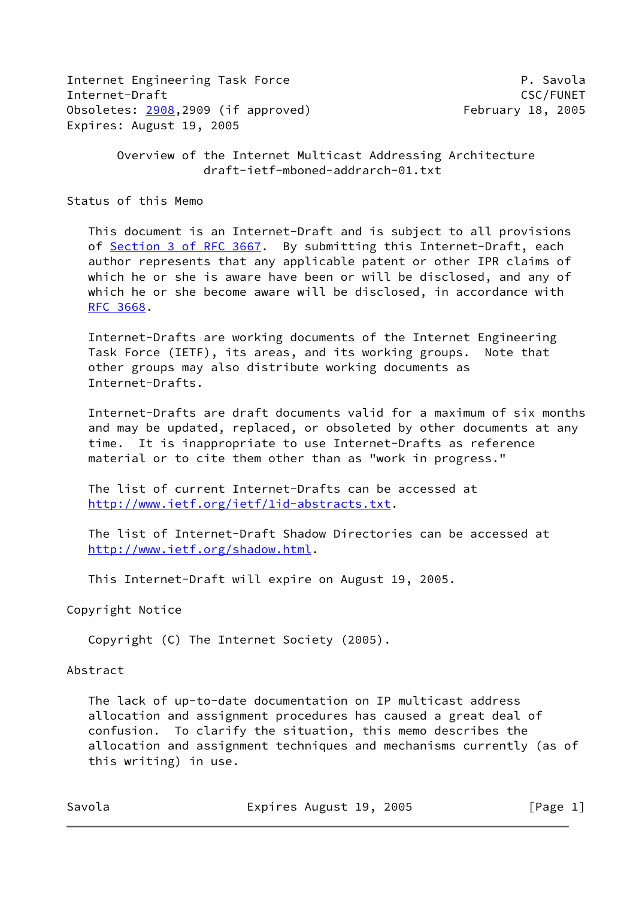Internet Engineering Task Force P. Savola
Internet-Draft CSC/FUNET
Obsoletes: 2908,2909 (if approved) February 18, 2005
Expires: August 19, 2005

# Overview of the Internet Multicast Addressing Architecture
draft-ietf-mboned-addrarch-01.txt

## Status of this Memo

This document is an Internet-Draft and is subject to all provisions of Section 3 of RFC 3667. By submitting this Internet-Draft, each author represents that any applicable patent or other IPR claims of which he or she is aware have been or will be disclosed, and any of which he or she become aware will be disclosed, in accordance with RFC 3668.

Internet-Drafts are working documents of the Internet Engineering Task Force (IETF), its areas, and its working groups. Note that other groups may also distribute working documents as Internet-Drafts.

Internet-Drafts are draft documents valid for a maximum of six months and may be updated, replaced, or obsoleted by other documents at any time. It is inappropriate to use Internet-Drafts as reference material or to cite them other than as "work in progress."

The list of current Internet-Drafts can be accessed at http://www.ietf.org/ietf/1id-abstracts.txt.

The list of Internet-Draft Shadow Directories can be accessed at http://www.ietf.org/shadow.html.

This Internet-Draft will expire on August 19, 2005.

## Copyright Notice

Copyright (C) The Internet Society (2005).

## Abstract

The lack of up-to-date documentation on IP multicast address allocation and assignment procedures has caused a great deal of confusion. To clarify the situation, this memo describes the allocation and assignment techniques and mechanisms currently (as of this writing) in use.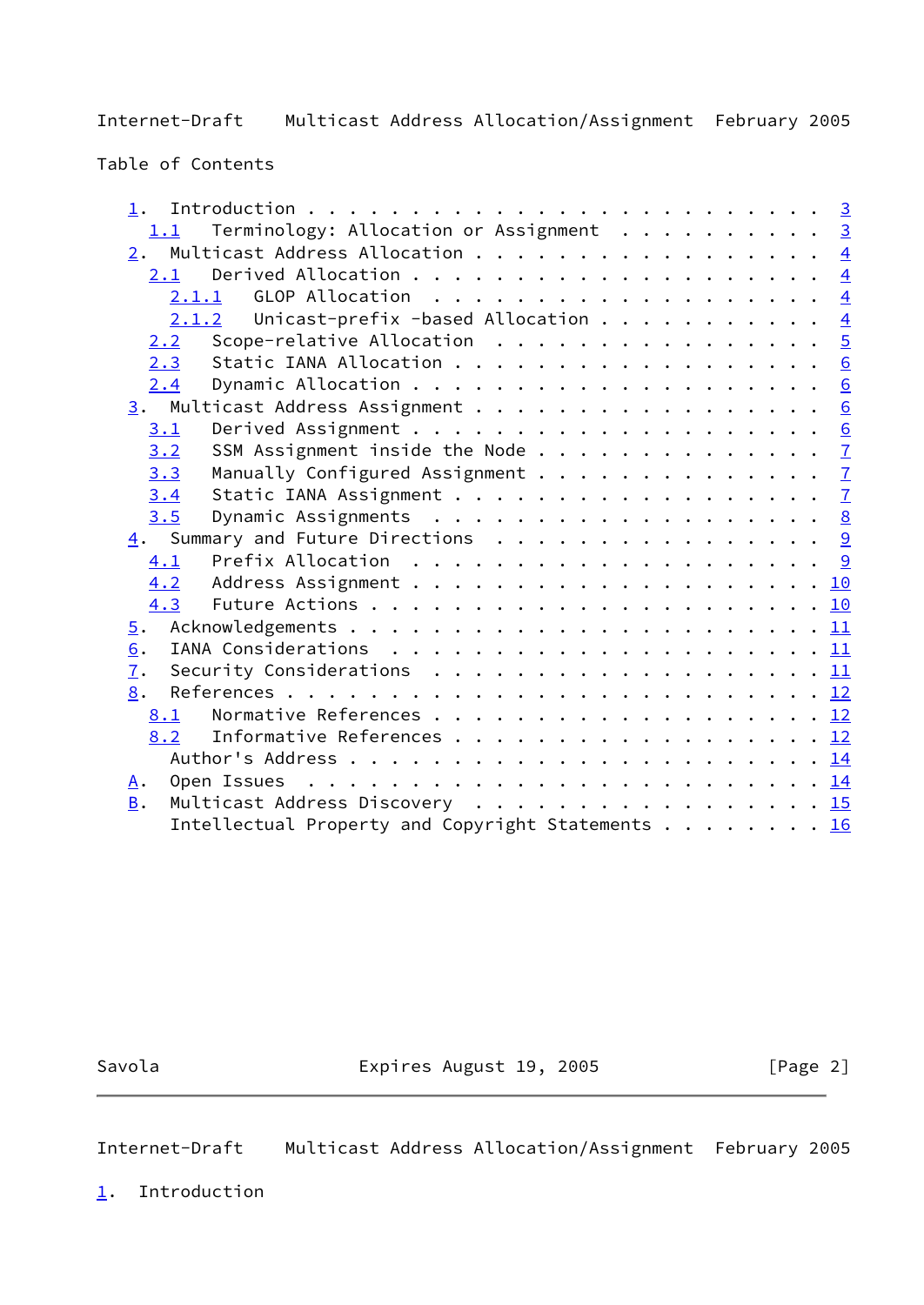Table of Contents

```
   1.  Introduction . . . . . . . . . . . . . . . . . . . . . . . .  3
     1.1   Terminology: Allocation or Assignment  . . . . . . . . . .  3
   2.  Multicast Address Allocation . . . . . . . . . . . . . . . . .  4
     2.1   Derived Allocation . . . . . . . . . . . . . . . . . . . .  4
       2.1.1   GLOP Allocation  . . . . . . . . . . . . . . . . . . .  4
       2.1.2   Unicast-prefix -based Allocation . . . . . . . . . . .  4
     2.2   Scope-relative Allocation  . . . . . . . . . . . . . . . .  5
     2.3   Static IANA Allocation . . . . . . . . . . . . . . . . . .  6
     2.4   Dynamic Allocation . . . . . . . . . . . . . . . . . . . .  6
   3.  Multicast Address Assignment . . . . . . . . . . . . . . . . .  6
     3.1   Derived Assignment . . . . . . . . . . . . . . . . . . . .  6
     3.2   SSM Assignment inside the Node . . . . . . . . . . . . . .  7
     3.3   Manually Configured Assignment . . . . . . . . . . . . . .  7
     3.4   Static IANA Assignment . . . . . . . . . . . . . . . . . .  7
     3.5   Dynamic Assignments  . . . . . . . . . . . . . . . . . . .  8
   4.  Summary and Future Directions  . . . . . . . . . . . . . . . .  9
     4.1   Prefix Allocation  . . . . . . . . . . . . . . . . . . . .  9
     4.2   Address Assignment . . . . . . . . . . . . . . . . . . . . 10
     4.3   Future Actions . . . . . . . . . . . . . . . . . . . . . . 10
   5.  Acknowledgements . . . . . . . . . . . . . . . . . . . . . . . 11
   6.  IANA Considerations  . . . . . . . . . . . . . . . . . . . . . 11
   7.  Security Considerations  . . . . . . . . . . . . . . . . . . . 11
   8.  References . . . . . . . . . . . . . . . . . . . . . . . . . . 12
     8.1   Normative References . . . . . . . . . . . . . . . . . . . 12
     8.2   Informative References . . . . . . . . . . . . . . . . . . 12
       Author's Address . . . . . . . . . . . . . . . . . . . . . . . 14
   A.  Open Issues  . . . . . . . . . . . . . . . . . . . . . . . . . 14
   B.  Multicast Address Discovery  . . . . . . . . . . . . . . . . . 15
       Intellectual Property and Copyright Statements . . . . . . . . 16
```

## 1. Introduction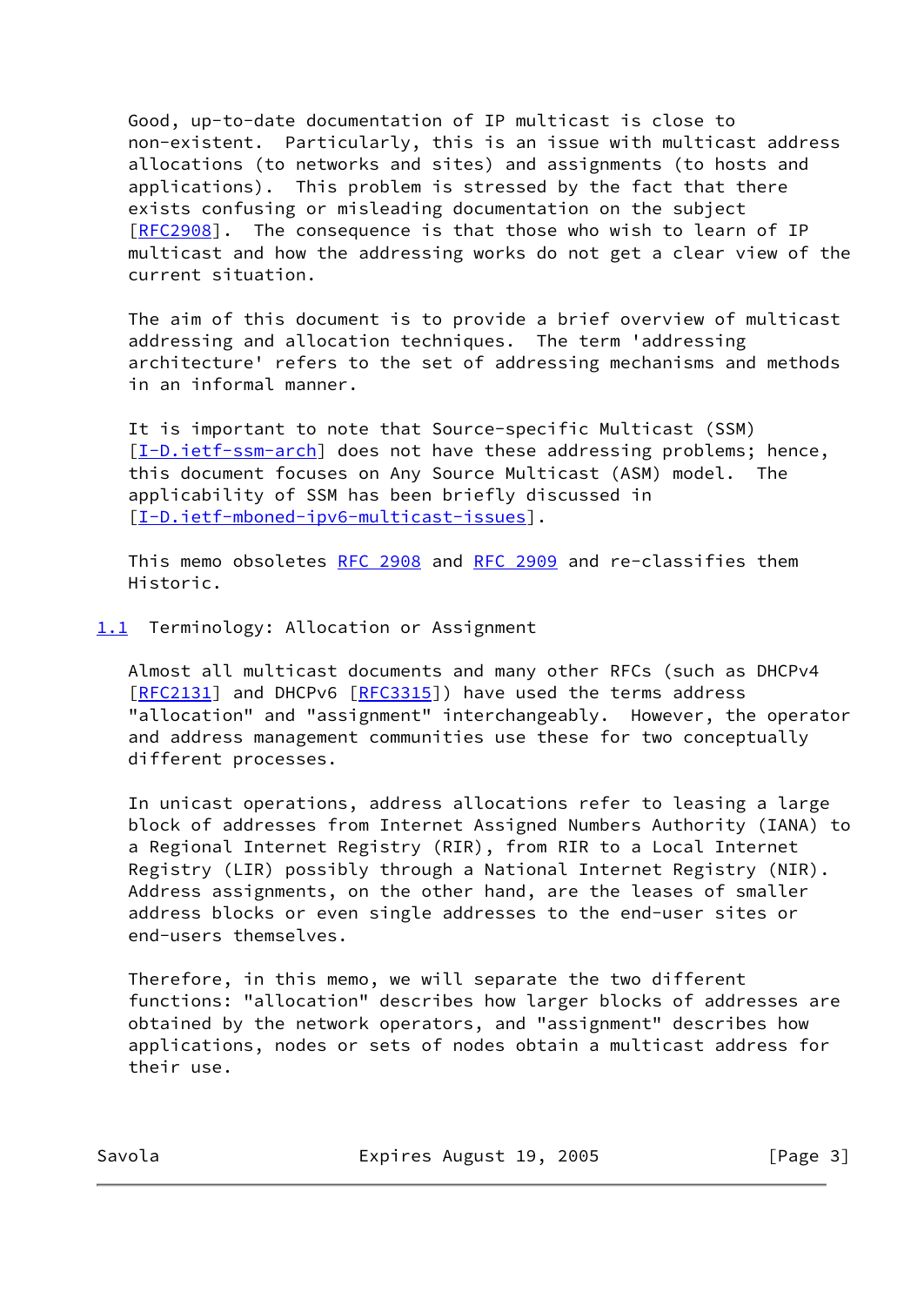Good, up-to-date documentation of IP multicast is close to non-existent. Particularly, this is an issue with multicast address allocations (to networks and sites) and assignments (to hosts and applications). This problem is stressed by the fact that there exists confusing or misleading documentation on the subject [RFC2908]. The consequence is that those who wish to learn of IP multicast and how the addressing works do not get a clear view of the current situation.

The aim of this document is to provide a brief overview of multicast addressing and allocation techniques. The term 'addressing architecture' refers to the set of addressing mechanisms and methods in an informal manner.

It is important to note that Source-specific Multicast (SSM) [I-D.ietf-ssm-arch] does not have these addressing problems; hence, this document focuses on Any Source Multicast (ASM) model. The applicability of SSM has been briefly discussed in [I-D.ietf-mboned-ipv6-multicast-issues].

This memo obsoletes RFC 2908 and RFC 2909 and re-classifies them Historic.

## 1.1 Terminology: Allocation or Assignment

Almost all multicast documents and many other RFCs (such as DHCPv4 [RFC2131] and DHCPv6 [RFC3315]) have used the terms address "allocation" and "assignment" interchangeably. However, the operator and address management communities use these for two conceptually different processes.

In unicast operations, address allocations refer to leasing a large block of addresses from Internet Assigned Numbers Authority (IANA) to a Regional Internet Registry (RIR), from RIR to a Local Internet Registry (LIR) possibly through a National Internet Registry (NIR). Address assignments, on the other hand, are the leases of smaller address blocks or even single addresses to the end-user sites or end-users themselves.

Therefore, in this memo, we will separate the two different functions: "allocation" describes how larger blocks of addresses are obtained by the network operators, and "assignment" describes how applications, nodes or sets of nodes obtain a multicast address for their use.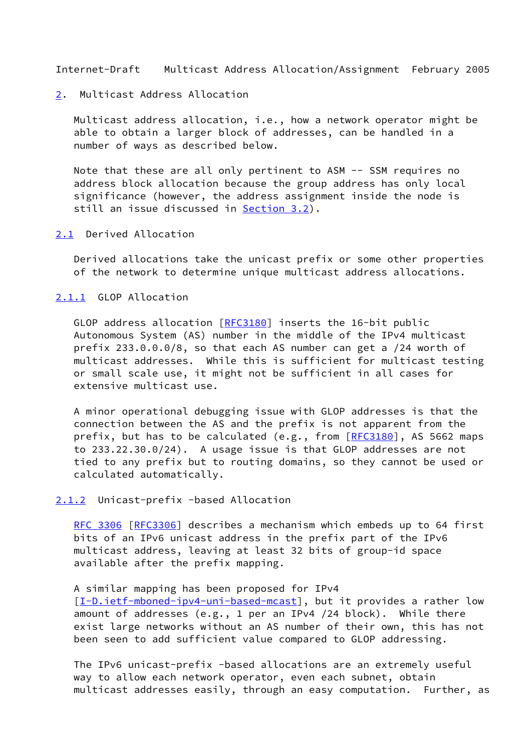## 2. Multicast Address Allocation

Multicast address allocation, i.e., how a network operator might be able to obtain a larger block of addresses, can be handled in a number of ways as described below.

Note that these are all only pertinent to ASM -- SSM requires no address block allocation because the group address has only local significance (however, the address assignment inside the node is still an issue discussed in Section 3.2).

### 2.1 Derived Allocation

Derived allocations take the unicast prefix or some other properties of the network to determine unique multicast address allocations.

#### 2.1.1 GLOP Allocation

GLOP address allocation [RFC3180] inserts the 16-bit public Autonomous System (AS) number in the middle of the IPv4 multicast prefix 233.0.0.0/8, so that each AS number can get a /24 worth of multicast addresses. While this is sufficient for multicast testing or small scale use, it might not be sufficient in all cases for extensive multicast use.

A minor operational debugging issue with GLOP addresses is that the connection between the AS and the prefix is not apparent from the prefix, but has to be calculated (e.g., from [RFC3180], AS 5662 maps to 233.22.30.0/24). A usage issue is that GLOP addresses are not tied to any prefix but to routing domains, so they cannot be used or calculated automatically.

#### 2.1.2 Unicast-prefix -based Allocation

RFC 3306 [RFC3306] describes a mechanism which embeds up to 64 first bits of an IPv6 unicast address in the prefix part of the IPv6 multicast address, leaving at least 32 bits of group-id space available after the prefix mapping.

A similar mapping has been proposed for IPv4 [I-D.ietf-mboned-ipv4-uni-based-mcast], but it provides a rather low amount of addresses (e.g., 1 per an IPv4 /24 block). While there exist large networks without an AS number of their own, this has not been seen to add sufficient value compared to GLOP addressing.

The IPv6 unicast-prefix -based allocations are an extremely useful way to allow each network operator, even each subnet, obtain multicast addresses easily, through an easy computation. Further, as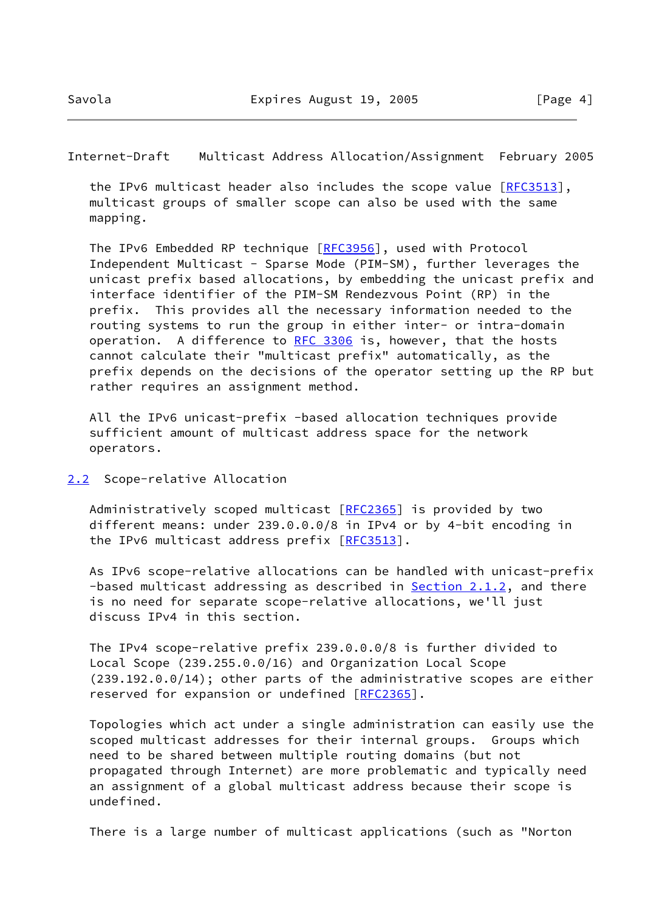the IPv6 multicast header also includes the scope value [RFC3513], multicast groups of smaller scope can also be used with the same mapping.

The IPv6 Embedded RP technique [RFC3956], used with Protocol Independent Multicast - Sparse Mode (PIM-SM), further leverages the unicast prefix based allocations, by embedding the unicast prefix and interface identifier of the PIM-SM Rendezvous Point (RP) in the prefix. This provides all the necessary information needed to the routing systems to run the group in either inter- or intra-domain operation. A difference to RFC 3306 is, however, that the hosts cannot calculate their "multicast prefix" automatically, as the prefix depends on the decisions of the operator setting up the RP but rather requires an assignment method.

All the IPv6 unicast-prefix -based allocation techniques provide sufficient amount of multicast address space for the network operators.

## 2.2 Scope-relative Allocation

Administratively scoped multicast [RFC2365] is provided by two different means: under 239.0.0.0/8 in IPv4 or by 4-bit encoding in the IPv6 multicast address prefix [RFC3513].

As IPv6 scope-relative allocations can be handled with unicast-prefix -based multicast addressing as described in Section 2.1.2, and there is no need for separate scope-relative allocations, we'll just discuss IPv4 in this section.

The IPv4 scope-relative prefix 239.0.0.0/8 is further divided to Local Scope (239.255.0.0/16) and Organization Local Scope (239.192.0.0/14); other parts of the administrative scopes are either reserved for expansion or undefined [RFC2365].

Topologies which act under a single administration can easily use the scoped multicast addresses for their internal groups. Groups which need to be shared between multiple routing domains (but not propagated through Internet) are more problematic and typically need an assignment of a global multicast address because their scope is undefined.

There is a large number of multicast applications (such as "Norton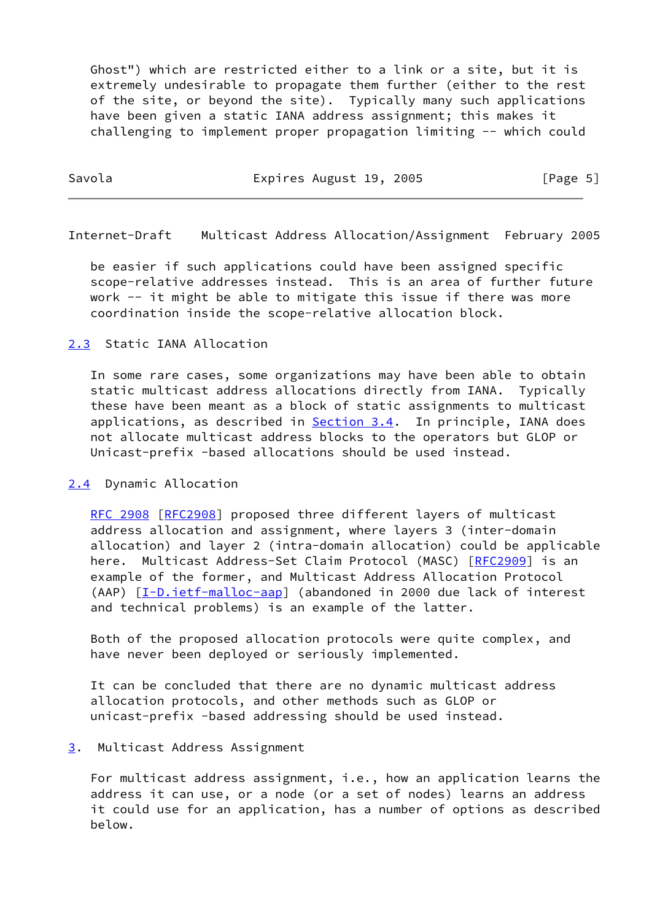Ghost") which are restricted either to a link or a site, but it is extremely undesirable to propagate them further (either to the rest of the site, or beyond the site). Typically many such applications have been given a static IANA address assignment; this makes it challenging to implement proper propagation limiting -- which could be easier if such applications could have been assigned specific scope-relative addresses instead. This is an area of further future work -- it might be able to mitigate this issue if there was more coordination inside the scope-relative allocation block.

### 2.3 Static IANA Allocation

In some rare cases, some organizations may have been able to obtain static multicast address allocations directly from IANA. Typically these have been meant as a block of static assignments to multicast applications, as described in Section 3.4. In principle, IANA does not allocate multicast address blocks to the operators but GLOP or Unicast-prefix -based allocations should be used instead.

### 2.4 Dynamic Allocation

RFC 2908 [RFC2908] proposed three different layers of multicast address allocation and assignment, where layers 3 (inter-domain allocation) and layer 2 (intra-domain allocation) could be applicable here. Multicast Address-Set Claim Protocol (MASC) [RFC2909] is an example of the former, and Multicast Address Allocation Protocol (AAP) [I-D.ietf-malloc-aap] (abandoned in 2000 due lack of interest and technical problems) is an example of the latter.

Both of the proposed allocation protocols were quite complex, and have never been deployed or seriously implemented.

It can be concluded that there are no dynamic multicast address allocation protocols, and other methods such as GLOP or unicast-prefix -based addressing should be used instead.

## 3. Multicast Address Assignment

For multicast address assignment, i.e., how an application learns the address it can use, or a node (or a set of nodes) learns an address it could use for an application, has a number of options as described below.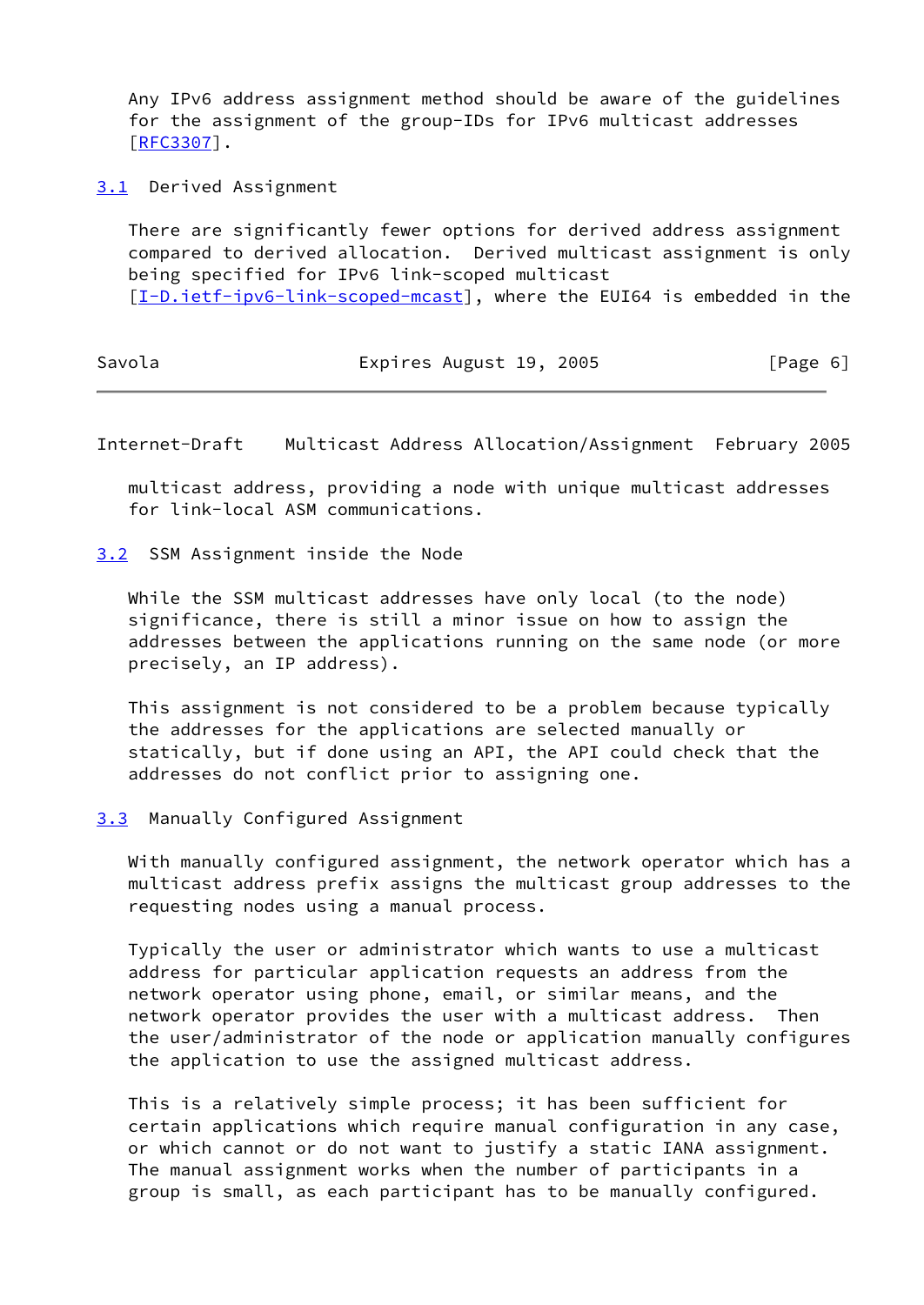Any IPv6 address assignment method should be aware of the guidelines for the assignment of the group-IDs for IPv6 multicast addresses [RFC3307].

### 3.1 Derived Assignment

There are significantly fewer options for derived address assignment compared to derived allocation. Derived multicast assignment is only being specified for IPv6 link-scoped multicast [I-D.ietf-ipv6-link-scoped-mcast], where the EUI64 is embedded in the multicast address, providing a node with unique multicast addresses for link-local ASM communications.

### 3.2 SSM Assignment inside the Node

While the SSM multicast addresses have only local (to the node) significance, there is still a minor issue on how to assign the addresses between the applications running on the same node (or more precisely, an IP address).

This assignment is not considered to be a problem because typically the addresses for the applications are selected manually or statically, but if done using an API, the API could check that the addresses do not conflict prior to assigning one.

### 3.3 Manually Configured Assignment

With manually configured assignment, the network operator which has a multicast address prefix assigns the multicast group addresses to the requesting nodes using a manual process.

Typically the user or administrator which wants to use a multicast address for particular application requests an address from the network operator using phone, email, or similar means, and the network operator provides the user with a multicast address. Then the user/administrator of the node or application manually configures the application to use the assigned multicast address.

This is a relatively simple process; it has been sufficient for certain applications which require manual configuration in any case, or which cannot or do not want to justify a static IANA assignment. The manual assignment works when the number of participants in a group is small, as each participant has to be manually configured.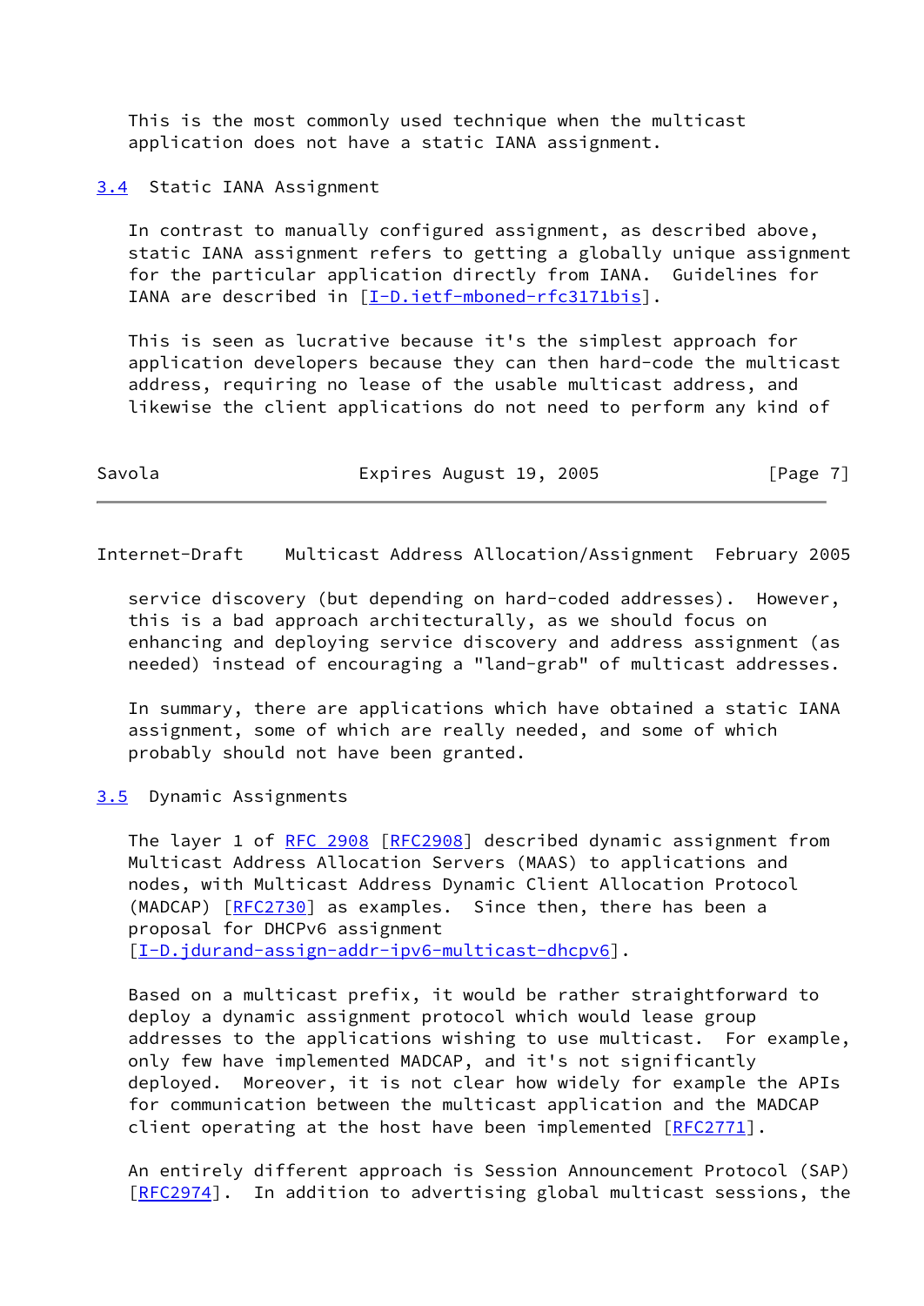This is the most commonly used technique when the multicast application does not have a static IANA assignment.

### 3.4 Static IANA Assignment

In contrast to manually configured assignment, as described above, static IANA assignment refers to getting a globally unique assignment for the particular application directly from IANA. Guidelines for IANA are described in [I-D.ietf-mboned-rfc3171bis].

This is seen as lucrative because it's the simplest approach for application developers because they can then hard-code the multicast address, requiring no lease of the usable multicast address, and likewise the client applications do not need to perform any kind of service discovery (but depending on hard-coded addresses). However, this is a bad approach architecturally, as we should focus on enhancing and deploying service discovery and address assignment (as needed) instead of encouraging a "land-grab" of multicast addresses.

In summary, there are applications which have obtained a static IANA assignment, some of which are really needed, and some of which probably should not have been granted.

### 3.5 Dynamic Assignments

The layer 1 of RFC 2908 [RFC2908] described dynamic assignment from Multicast Address Allocation Servers (MAAS) to applications and nodes, with Multicast Address Dynamic Client Allocation Protocol (MADCAP) [RFC2730] as examples. Since then, there has been a proposal for DHCPv6 assignment [I-D.jdurand-assign-addr-ipv6-multicast-dhcpv6].

Based on a multicast prefix, it would be rather straightforward to deploy a dynamic assignment protocol which would lease group addresses to the applications wishing to use multicast. For example, only few have implemented MADCAP, and it's not significantly deployed. Moreover, it is not clear how widely for example the APIs for communication between the multicast application and the MADCAP client operating at the host have been implemented [RFC2771].

An entirely different approach is Session Announcement Protocol (SAP) [RFC2974]. In addition to advertising global multicast sessions, the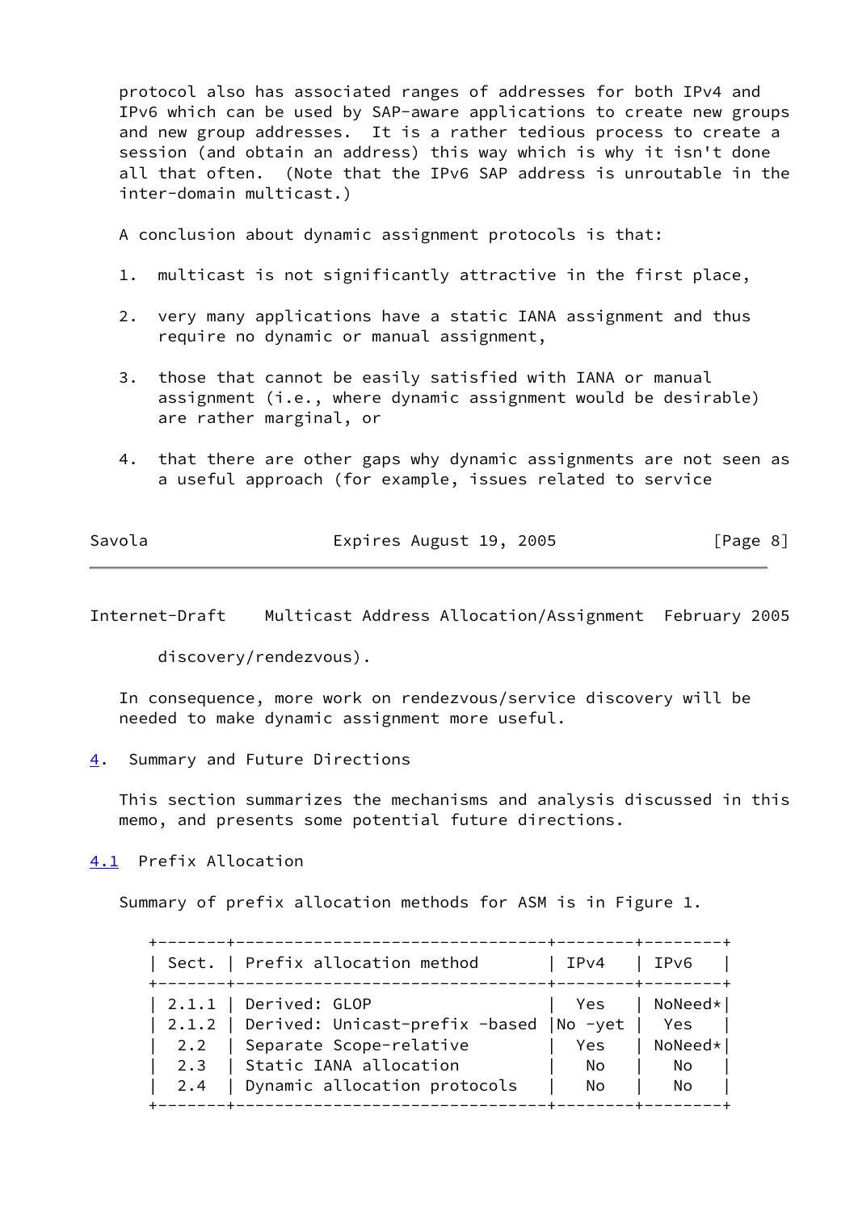protocol also has associated ranges of addresses for both IPv4 and IPv6 which can be used by SAP-aware applications to create new groups and new group addresses. It is a rather tedious process to create a session (and obtain an address) this way which is why it isn't done all that often. (Note that the IPv6 SAP address is unroutable in the inter-domain multicast.)

A conclusion about dynamic assignment protocols is that:

1. multicast is not significantly attractive in the first place,

2. very many applications have a static IANA assignment and thus require no dynamic or manual assignment,

3. those that cannot be easily satisfied with IANA or manual assignment (i.e., where dynamic assignment would be desirable) are rather marginal, or

4. that there are other gaps why dynamic assignments are not seen as a useful approach (for example, issues related to service discovery/rendezvous).

In consequence, more work on rendezvous/service discovery will be needed to make dynamic assignment more useful.

## 4. Summary and Future Directions

This section summarizes the mechanisms and analysis discussed in this memo, and presents some potential future directions.

### 4.1 Prefix Allocation

Summary of prefix allocation methods for ASM is in Figure 1.

| Sect. | Prefix allocation method | IPv4 | IPv6 |
|---|---|---|---|
| 2.1.1 | Derived: GLOP | Yes | NoNeed* |
| 2.1.2 | Derived: Unicast-prefix -based | No -yet | Yes |
| 2.2 | Separate Scope-relative | Yes | NoNeed* |
| 2.3 | Static IANA allocation | No | No |
| 2.4 | Dynamic allocation protocols | No | No |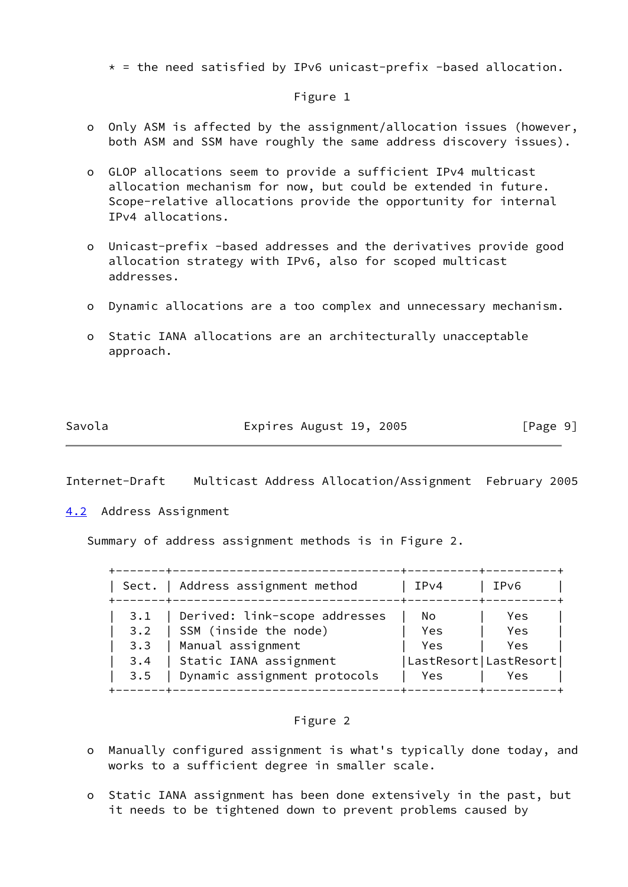* = the need satisfied by IPv6 unicast-prefix -based allocation.

Figure 1

- Only ASM is affected by the assignment/allocation issues (however, both ASM and SSM have roughly the same address discovery issues).

- GLOP allocations seem to provide a sufficient IPv4 multicast allocation mechanism for now, but could be extended in future. Scope-relative allocations provide the opportunity for internal IPv4 allocations.

- Unicast-prefix -based addresses and the derivatives provide good allocation strategy with IPv6, also for scoped multicast addresses.

- Dynamic allocations are a too complex and unnecessary mechanism.

- Static IANA allocations are an architecturally unacceptable approach.

### 4.2 Address Assignment

Summary of address assignment methods is in Figure 2.

| Sect. | Address assignment method | IPv4 | IPv6 |
|---|---|---|---|
| 3.1 | Derived: link-scope addresses | No | Yes |
| 3.2 | SSM (inside the node) | Yes | Yes |
| 3.3 | Manual assignment | Yes | Yes |
| 3.4 | Static IANA assignment | LastResort | LastResort |
| 3.5 | Dynamic assignment protocols | Yes | Yes |

Figure 2

- Manually configured assignment is what's typically done today, and works to a sufficient degree in smaller scale.

- Static IANA assignment has been done extensively in the past, but it needs to be tightened down to prevent problems caused by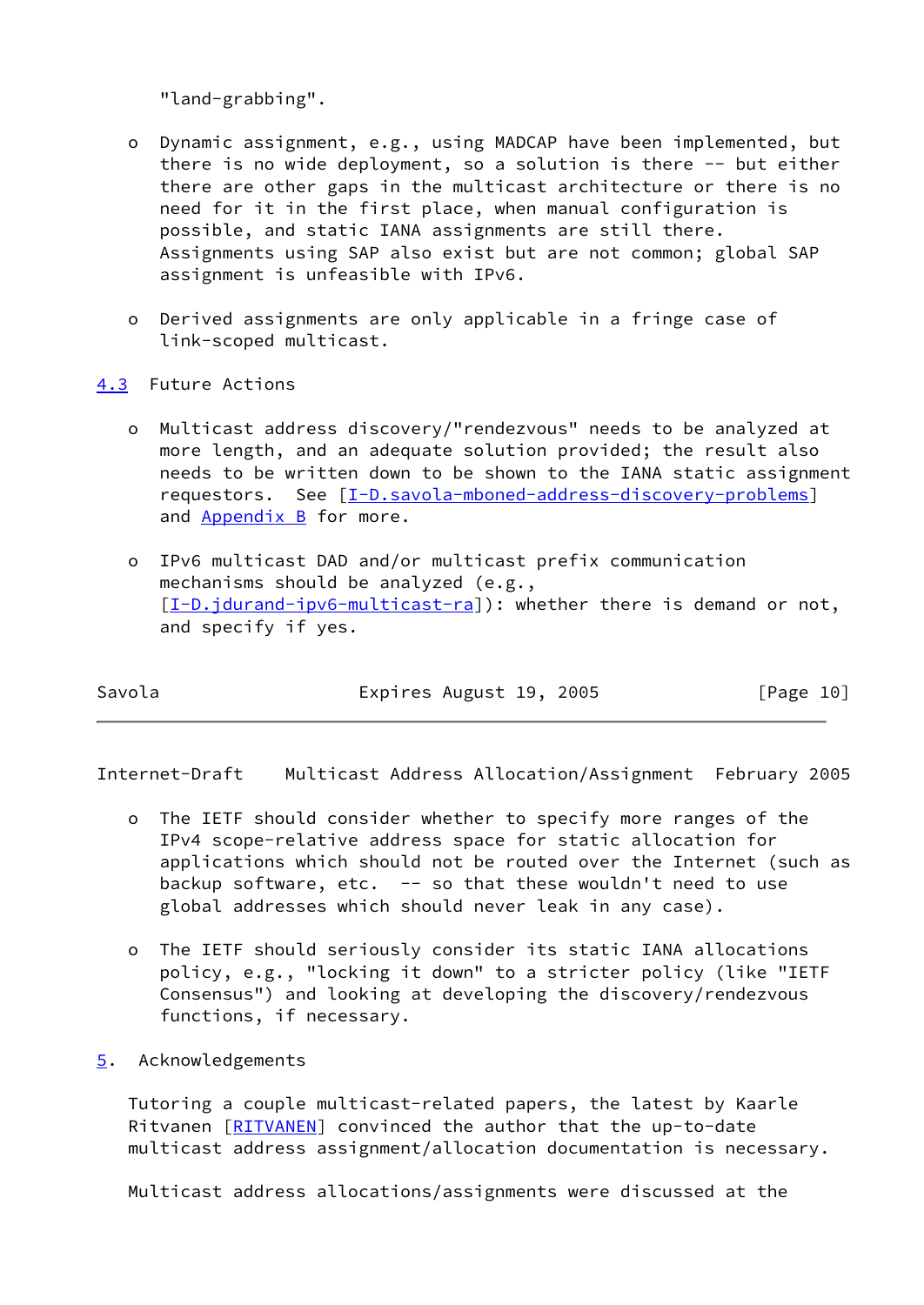"land-grabbing".

- Dynamic assignment, e.g., using MADCAP have been implemented, but there is no wide deployment, so a solution is there -- but either there are other gaps in the multicast architecture or there is no need for it in the first place, when manual configuration is possible, and static IANA assignments are still there. Assignments using SAP also exist but are not common; global SAP assignment is unfeasible with IPv6.

- Derived assignments are only applicable in a fringe case of link-scoped multicast.

## 4.3 Future Actions

- Multicast address discovery/"rendezvous" needs to be analyzed at more length, and an adequate solution provided; the result also needs to be written down to be shown to the IANA static assignment requestors. See [I-D.savola-mboned-address-discovery-problems] and Appendix B for more.

- IPv6 multicast DAD and/or multicast prefix communication mechanisms should be analyzed (e.g., [I-D.jdurand-ipv6-multicast-ra]): whether there is demand or not, and specify if yes.

- The IETF should consider whether to specify more ranges of the IPv4 scope-relative address space for static allocation for applications which should not be routed over the Internet (such as backup software, etc. -- so that these wouldn't need to use global addresses which should never leak in any case).

- The IETF should seriously consider its static IANA allocations policy, e.g., "locking it down" to a stricter policy (like "IETF Consensus") and looking at developing the discovery/rendezvous functions, if necessary.

## 5. Acknowledgements

Tutoring a couple multicast-related papers, the latest by Kaarle Ritvanen [RITVANEN] convinced the author that the up-to-date multicast address assignment/allocation documentation is necessary.

Multicast address allocations/assignments were discussed at the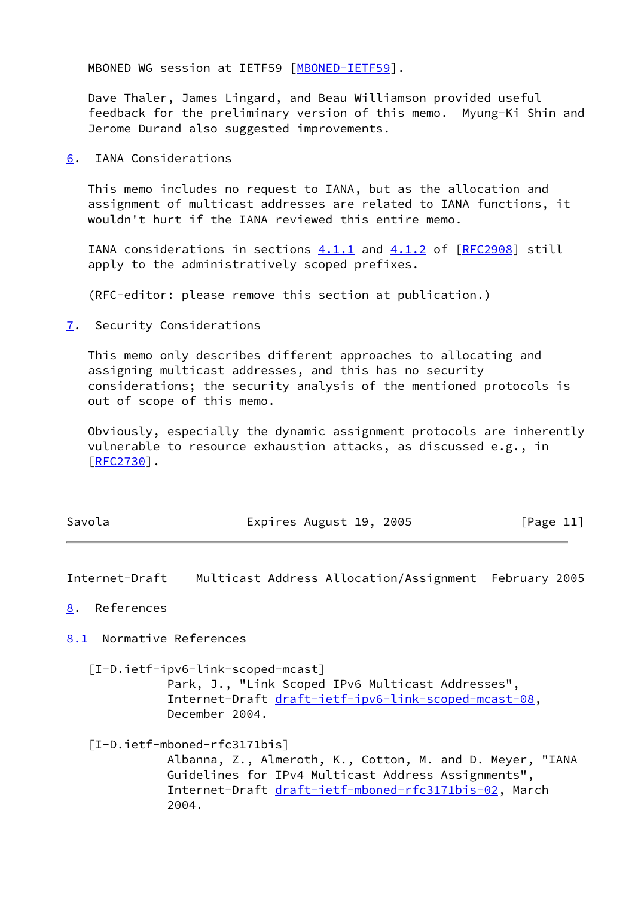MBONED WG session at IETF59 [MBONED-IETF59].

Dave Thaler, James Lingard, and Beau Williamson provided useful feedback for the preliminary version of this memo. Myung-Ki Shin and Jerome Durand also suggested improvements.

## 6. IANA Considerations

This memo includes no request to IANA, but as the allocation and assignment of multicast addresses are related to IANA functions, it wouldn't hurt if the IANA reviewed this entire memo.

IANA considerations in sections 4.1.1 and 4.1.2 of [RFC2908] still apply to the administratively scoped prefixes.

(RFC-editor: please remove this section at publication.)

## 7. Security Considerations

This memo only describes different approaches to allocating and assigning multicast addresses, and this has no security considerations; the security analysis of the mentioned protocols is out of scope of this memo.

Obviously, especially the dynamic assignment protocols are inherently vulnerable to resource exhaustion attacks, as discussed e.g., in [RFC2730].

## 8. References

### 8.1 Normative References

[I-D.ietf-ipv6-link-scoped-mcast]
Park, J., "Link Scoped IPv6 Multicast Addresses", Internet-Draft draft-ietf-ipv6-link-scoped-mcast-08, December 2004.

[I-D.ietf-mboned-rfc3171bis]
Albanna, Z., Almeroth, K., Cotton, M. and D. Meyer, "IANA Guidelines for IPv4 Multicast Address Assignments", Internet-Draft draft-ietf-mboned-rfc3171bis-02, March 2004.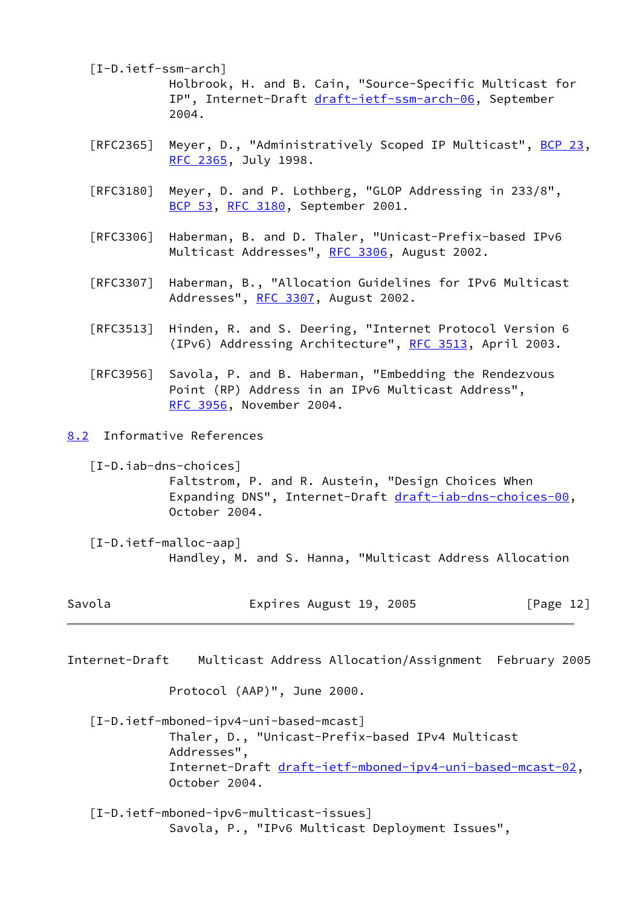[I-D.ietf-ssm-arch]
Holbrook, H. and B. Cain, "Source-Specific Multicast for IP", Internet-Draft draft-ietf-ssm-arch-06, September 2004.

[RFC2365] Meyer, D., "Administratively Scoped IP Multicast", BCP 23, RFC 2365, July 1998.

[RFC3180] Meyer, D. and P. Lothberg, "GLOP Addressing in 233/8", BCP 53, RFC 3180, September 2001.

[RFC3306] Haberman, B. and D. Thaler, "Unicast-Prefix-based IPv6 Multicast Addresses", RFC 3306, August 2002.

[RFC3307] Haberman, B., "Allocation Guidelines for IPv6 Multicast Addresses", RFC 3307, August 2002.

[RFC3513] Hinden, R. and S. Deering, "Internet Protocol Version 6 (IPv6) Addressing Architecture", RFC 3513, April 2003.

[RFC3956] Savola, P. and B. Haberman, "Embedding the Rendezvous Point (RP) Address in an IPv6 Multicast Address", RFC 3956, November 2004.

## 8.2 Informative References

[I-D.iab-dns-choices]
Faltstrom, P. and R. Austein, "Design Choices When Expanding DNS", Internet-Draft draft-iab-dns-choices-00, October 2004.

[I-D.ietf-malloc-aap]
Handley, M. and S. Hanna, "Multicast Address Allocation Protocol (AAP)", June 2000.

[I-D.ietf-mboned-ipv4-uni-based-mcast]
Thaler, D., "Unicast-Prefix-based IPv4 Multicast Addresses", Internet-Draft draft-ietf-mboned-ipv4-uni-based-mcast-02, October 2004.

[I-D.ietf-mboned-ipv6-multicast-issues]
Savola, P., "IPv6 Multicast Deployment Issues",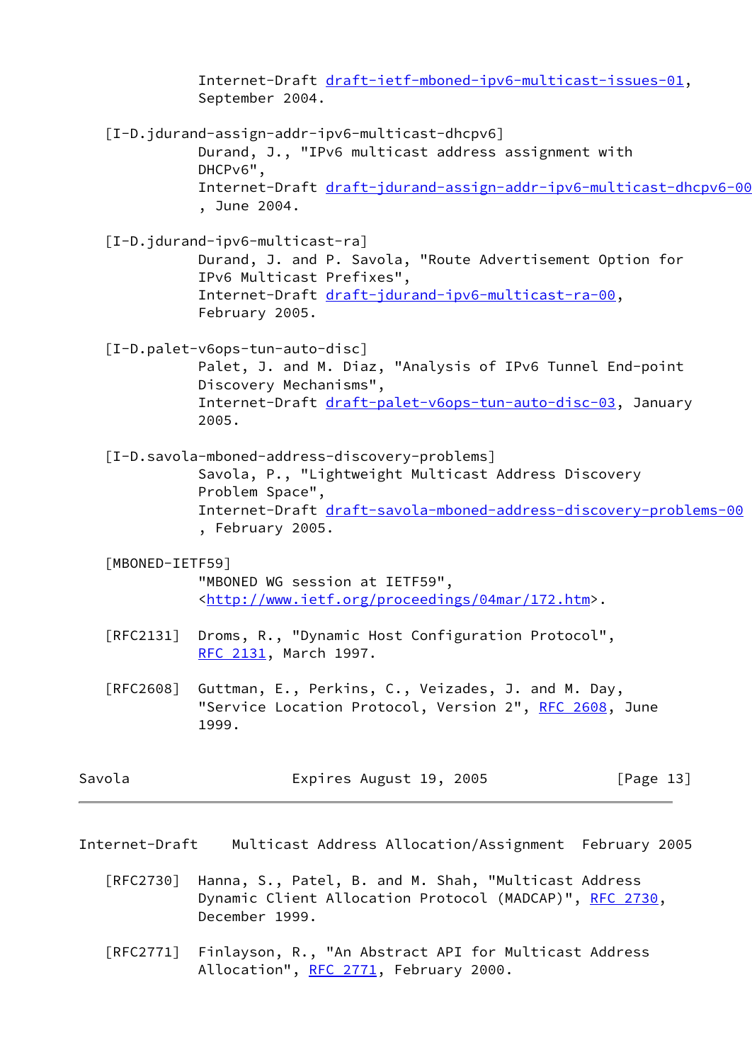Internet-Draft draft-ietf-mboned-ipv6-multicast-issues-01, September 2004.

[I-D.jdurand-assign-addr-ipv6-multicast-dhcpv6]
Durand, J., "IPv6 multicast address assignment with DHCPv6", Internet-Draft draft-jdurand-assign-addr-ipv6-multicast-dhcpv6-00 , June 2004.

[I-D.jdurand-ipv6-multicast-ra]
Durand, J. and P. Savola, "Route Advertisement Option for IPv6 Multicast Prefixes", Internet-Draft draft-jdurand-ipv6-multicast-ra-00, February 2005.

[I-D.palet-v6ops-tun-auto-disc]
Palet, J. and M. Diaz, "Analysis of IPv6 Tunnel End-point Discovery Mechanisms", Internet-Draft draft-palet-v6ops-tun-auto-disc-03, January 2005.

[I-D.savola-mboned-address-discovery-problems]
Savola, P., "Lightweight Multicast Address Discovery Problem Space", Internet-Draft draft-savola-mboned-address-discovery-problems-00 , February 2005.

[MBONED-IETF59]
"MBONED WG session at IETF59", <http://www.ietf.org/proceedings/04mar/172.htm>.

[RFC2131] Droms, R., "Dynamic Host Configuration Protocol", RFC 2131, March 1997.

[RFC2608] Guttman, E., Perkins, C., Veizades, J. and M. Day, "Service Location Protocol, Version 2", RFC 2608, June 1999.

[RFC2730] Hanna, S., Patel, B. and M. Shah, "Multicast Address Dynamic Client Allocation Protocol (MADCAP)", RFC 2730, December 1999.

[RFC2771] Finlayson, R., "An Abstract API for Multicast Address Allocation", RFC 2771, February 2000.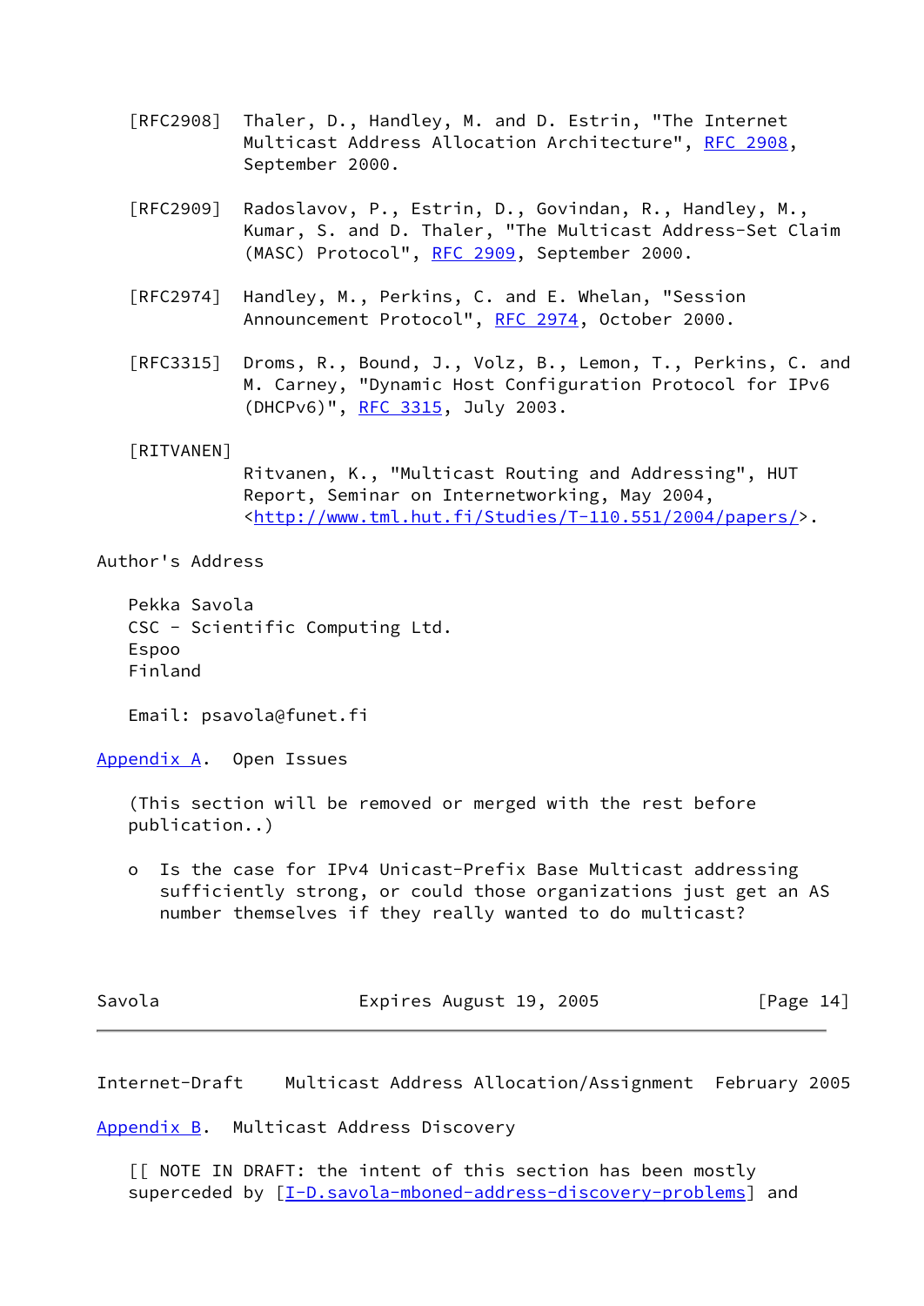[RFC2908] Thaler, D., Handley, M. and D. Estrin, "The Internet Multicast Address Allocation Architecture", RFC 2908, September 2000.

[RFC2909] Radoslavov, P., Estrin, D., Govindan, R., Handley, M., Kumar, S. and D. Thaler, "The Multicast Address-Set Claim (MASC) Protocol", RFC 2909, September 2000.

[RFC2974] Handley, M., Perkins, C. and E. Whelan, "Session Announcement Protocol", RFC 2974, October 2000.

[RFC3315] Droms, R., Bound, J., Volz, B., Lemon, T., Perkins, C. and M. Carney, "Dynamic Host Configuration Protocol for IPv6 (DHCPv6)", RFC 3315, July 2003.

[RITVANEN] Ritvanen, K., "Multicast Routing and Addressing", HUT Report, Seminar on Internetworking, May 2004, <http://www.tml.hut.fi/Studies/T-110.551/2004/papers/>.

## Author's Address

Pekka Savola
CSC - Scientific Computing Ltd.
Espoo
Finland

Email: psavola@funet.fi

## Appendix A. Open Issues

(This section will be removed or merged with the rest before publication..)

- Is the case for IPv4 Unicast-Prefix Base Multicast addressing sufficiently strong, or could those organizations just get an AS number themselves if they really wanted to do multicast?

## Appendix B. Multicast Address Discovery

[[ NOTE IN DRAFT: the intent of this section has been mostly superceded by [I-D.savola-mboned-address-discovery-problems] and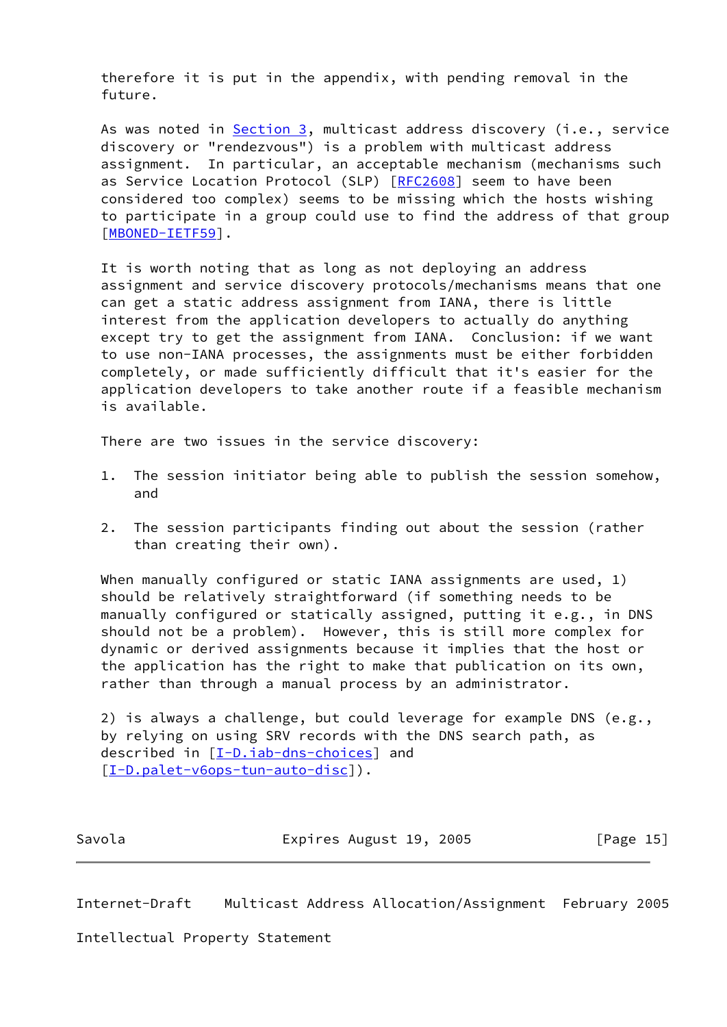therefore it is put in the appendix, with pending removal in the future.

As was noted in Section 3, multicast address discovery (i.e., service discovery or "rendezvous") is a problem with multicast address assignment. In particular, an acceptable mechanism (mechanisms such as Service Location Protocol (SLP) [RFC2608] seem to have been considered too complex) seems to be missing which the hosts wishing to participate in a group could use to find the address of that group [MBONED-IETF59].

It is worth noting that as long as not deploying an address assignment and service discovery protocols/mechanisms means that one can get a static address assignment from IANA, there is little interest from the application developers to actually do anything except try to get the assignment from IANA. Conclusion: if we want to use non-IANA processes, the assignments must be either forbidden completely, or made sufficiently difficult that it's easier for the application developers to take another route if a feasible mechanism is available.

There are two issues in the service discovery:

1. The session initiator being able to publish the session somehow, and

2. The session participants finding out about the session (rather than creating their own).

When manually configured or static IANA assignments are used, 1) should be relatively straightforward (if something needs to be manually configured or statically assigned, putting it e.g., in DNS should not be a problem). However, this is still more complex for dynamic or derived assignments because it implies that the host or the application has the right to make that publication on its own, rather than through a manual process by an administrator.

2) is always a challenge, but could leverage for example DNS (e.g., by relying on using SRV records with the DNS search path, as described in [I-D.iab-dns-choices] and [I-D.palet-v6ops-tun-auto-disc]).

Intellectual Property Statement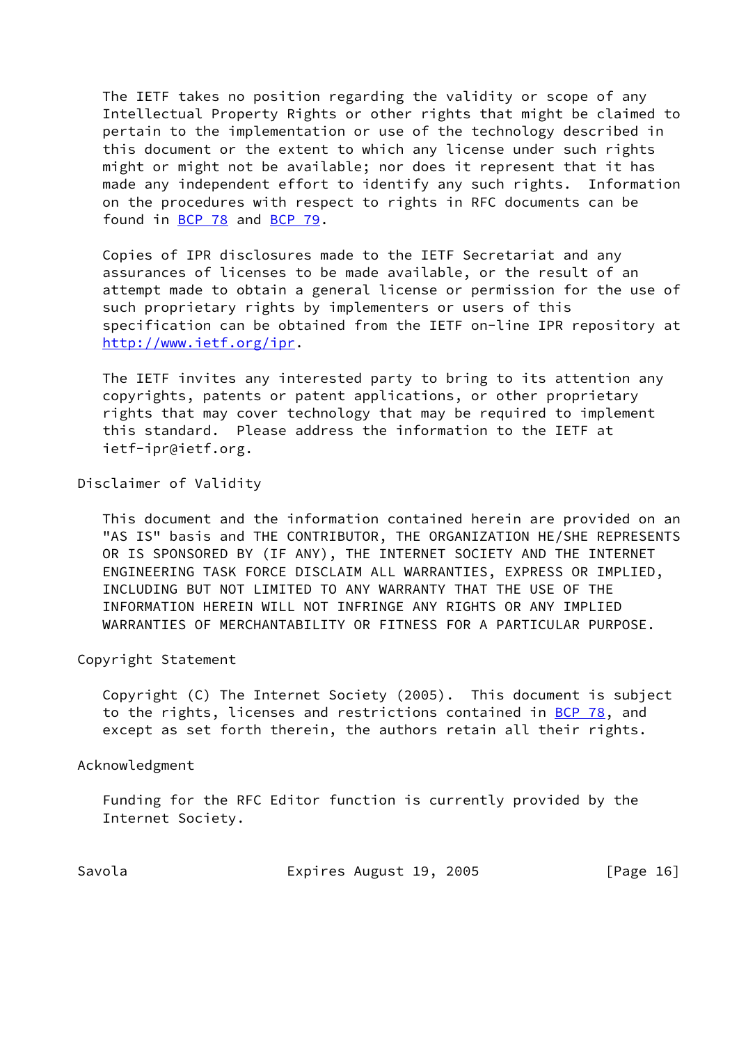The IETF takes no position regarding the validity or scope of any Intellectual Property Rights or other rights that might be claimed to pertain to the implementation or use of the technology described in this document or the extent to which any license under such rights might or might not be available; nor does it represent that it has made any independent effort to identify any such rights. Information on the procedures with respect to rights in RFC documents can be found in BCP 78 and BCP 79.

Copies of IPR disclosures made to the IETF Secretariat and any assurances of licenses to be made available, or the result of an attempt made to obtain a general license or permission for the use of such proprietary rights by implementers or users of this specification can be obtained from the IETF on-line IPR repository at http://www.ietf.org/ipr.

The IETF invites any interested party to bring to its attention any copyrights, patents or patent applications, or other proprietary rights that may cover technology that may be required to implement this standard. Please address the information to the IETF at ietf-ipr@ietf.org.

## Disclaimer of Validity

This document and the information contained herein are provided on an "AS IS" basis and THE CONTRIBUTOR, THE ORGANIZATION HE/SHE REPRESENTS OR IS SPONSORED BY (IF ANY), THE INTERNET SOCIETY AND THE INTERNET ENGINEERING TASK FORCE DISCLAIM ALL WARRANTIES, EXPRESS OR IMPLIED, INCLUDING BUT NOT LIMITED TO ANY WARRANTY THAT THE USE OF THE INFORMATION HEREIN WILL NOT INFRINGE ANY RIGHTS OR ANY IMPLIED WARRANTIES OF MERCHANTABILITY OR FITNESS FOR A PARTICULAR PURPOSE.

## Copyright Statement

Copyright (C) The Internet Society (2005). This document is subject to the rights, licenses and restrictions contained in BCP 78, and except as set forth therein, the authors retain all their rights.

## Acknowledgment

Funding for the RFC Editor function is currently provided by the Internet Society.